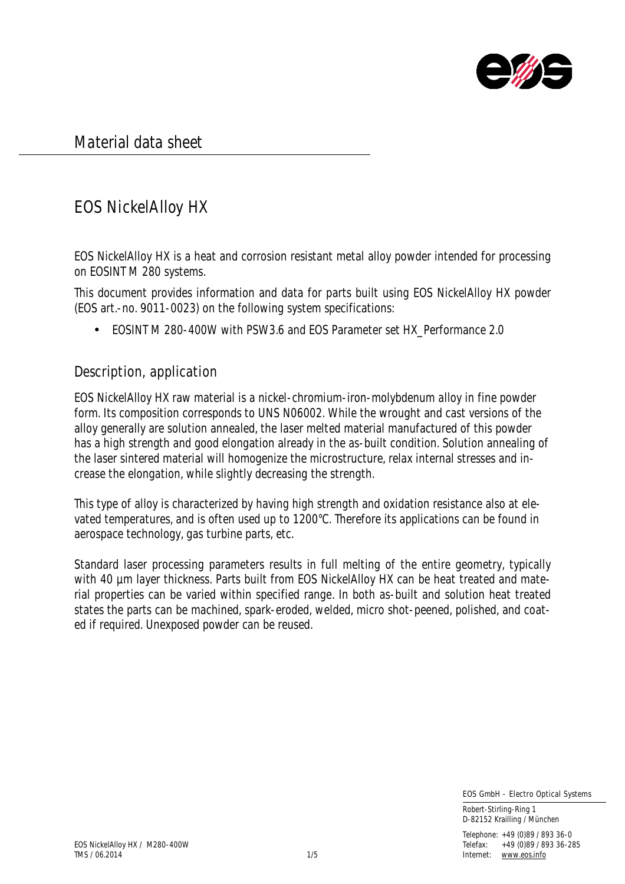# Material data sheet

## EOS NickelAlloy HX

EOS NickelAlloy HX is a heat and corrosion resistant metal alloy powder intended for processing on EOSINT M 280 systems.

This document provides information and data for parts built using EOS NickelAlloy HX powder (EOS art.-no. 9011-0023) on the following system specifications:

- EOSINT M 280-400W with PSW3.6 and EOS Parameter set HX_Performance 2.0

### Description, application

EOS NickelAlloy HX raw material is a nickel-chromium-iron-molybdenum alloy in fine powder form. Its composition corresponds to UNS N06002. While the wrought and cast versions of the alloy generally are solution annealed, the laser melted material manufactured of this powder has a high strength and good elongation already in the as-built condition. Solution annealing of the laser sintered material will homogenize the microstructure, relax internal stresses and increase the elongation, while slightly decreasing the strength.

This type of alloy is characterized by having high strength and oxidation resistance also at elevated temperatures, and is often used up to 1200°C. Therefore its applications can be found in aerospace technology, gas turbine parts, etc.

Standard laser processing parameters results in full melting of the entire geometry, typically with 40 µm layer thickness. Parts built from EOS NickelAlloy HX can be heat treated and material properties can be varied within specified range. In both as-built and solution heat treated states the parts can be machined, spark-eroded, welded, micro shot-peened, polished, and coated if required. Unexposed powder can be reused.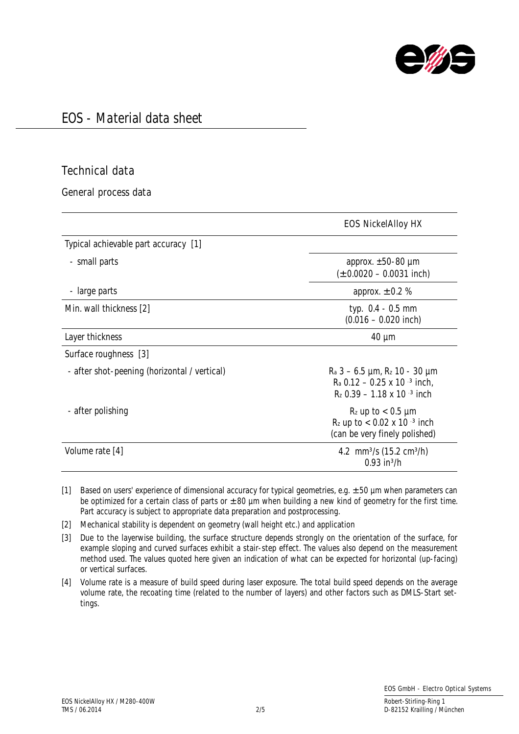# EOS - Material data sheet

## Technical data

### General process data

| | EOS NickelAlloy HX |
|---|---|
| Typical achievable part accuracy [1] | |
| - small parts | approx. ± 50-80 µm (± 0.0020 – 0.0031 inch) |
| - large parts | approx. ± 0.2 % |
| Min. wall thickness [2] | typ. 0.4 - 0.5 mm (0.016 – 0.020 inch) |
| Layer thickness | 40 µm |
| Surface roughness [3] | |
| - after shot-peening (horizontal / vertical) | $R_a$ 3 – 6.5 µm, $R_z$ 10 - 30 µm<br>$R_a$ 0.12 – 0.25 x $10^{-3}$ inch,<br>$R_z$ 0.39 – 1.18 x $10^{-3}$ inch |
| - after polishing | $R_z$ up to < 0.5 µm<br>$R_z$ up to < 0.02 x $10^{-3}$ inch<br>(can be very finely polished) |
| Volume rate [4] | 4.2 $mm^3/s$ (15.2 $cm^3/h$)<br>0.93 $in^3/h$ |

[1] Based on users' experience of dimensional accuracy for typical geometries, e.g. ± 50 µm when parameters can be optimized for a certain class of parts or ± 80 µm when building a new kind of geometry for the first time. Part accuracy is subject to appropriate data preparation and postprocessing.

[2] Mechanical stability is dependent on geometry (wall height etc.) and application

[3] Due to the layerwise building, the surface structure depends strongly on the orientation of the surface, for example sloping and curved surfaces exhibit a stair-step effect. The values also depend on the measurement method used. The values quoted here given an indication of what can be expected for horizontal (up-facing) or vertical surfaces.

[4] Volume rate is a measure of build speed during laser exposure. The total build speed depends on the average volume rate, the recoating time (related to the number of layers) and other factors such as DMLS-Start settings.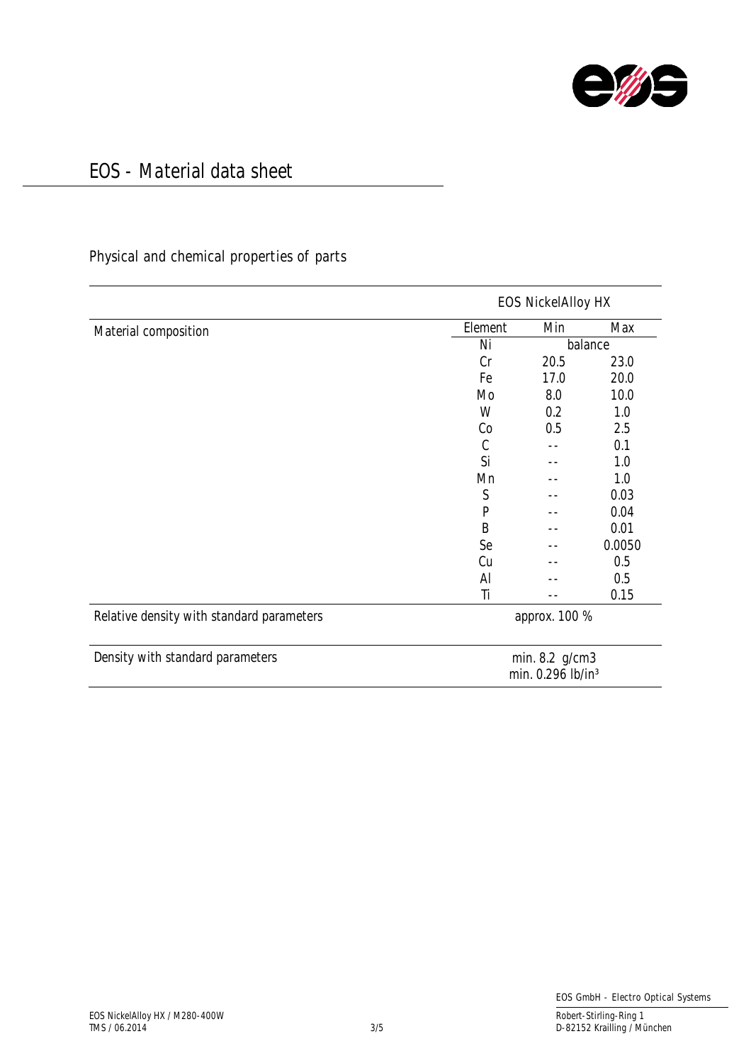# EOS - Material data sheet

## Physical and chemical properties of parts

| | EOS NickelAlloy HX | | |
|---|---|---|---|
| Material composition | Element | Min | Max |
| | Ni | balance | |
| | Cr | 20.5 | 23.0 |
| | Fe | 17.0 | 20.0 |
| | Mo | 8.0 | 10.0 |
| | W | 0.2 | 1.0 |
| | Co | 0.5 | 2.5 |
| | C | -- | 0.1 |
| | Si | -- | 1.0 |
| | Mn | -- | 1.0 |
| | S | -- | 0.03 |
| | P | -- | 0.04 |
| | B | -- | 0.01 |
| | Se | -- | 0.0050 |
| | Cu | -- | 0.5 |
| | Al | -- | 0.5 |
| | Ti | -- | 0.15 |
| Relative density with standard parameters | approx. 100 % | | |
| Density with standard parameters | min. 8.2 g/cm3<br>min. 0.296 lb/in³ | | |

EOS NickelAlloy HX / M280-400W
TMS / 06.2014

EOS GmbH - Electro Optical Systems
Robert-Stirling-Ring 1
D-82152 Krailling / München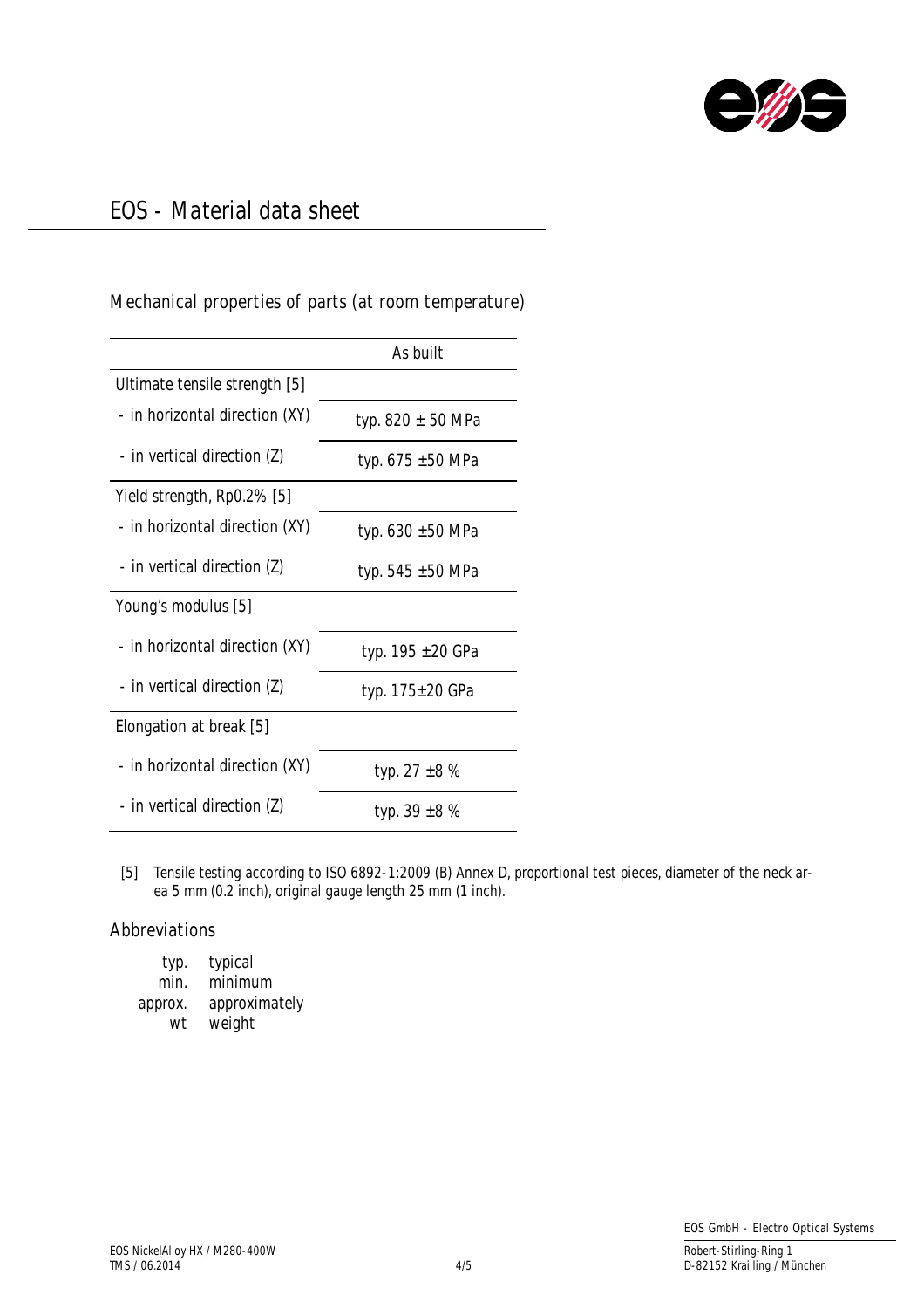# EOS - Material data sheet

## Mechanical properties of parts (at room temperature)

| | As built |
|---|---|
| Ultimate tensile strength [5] | |
| - in horizontal direction (XY) | typ. 820 ± 50 MPa |
| - in vertical direction (Z) | typ. 675 ±50 MPa |
| Yield strength, Rp0.2% [5] | |
| - in horizontal direction (XY) | typ. 630 ±50 MPa |
| - in vertical direction (Z) | typ. 545 ±50 MPa |
| Young's modulus [5] | |
| - in horizontal direction (XY) | typ. 195 ±20 GPa |
| - in vertical direction (Z) | typ. 175±20 GPa |
| Elongation at break [5] | |
| - in horizontal direction (XY) | typ. 27 ±8 % |
| - in vertical direction (Z) | typ. 39 ±8 % |

[5] Tensile testing according to ISO 6892-1:2009 (B) Annex D, proportional test pieces, diameter of the neck area 5 mm (0.2 inch), original gauge length 25 mm (1 inch).

## Abbreviations

| | |
|---|---|
| typ. | typical |
| min. | minimum |
| approx. | approximately |
| wt | weight |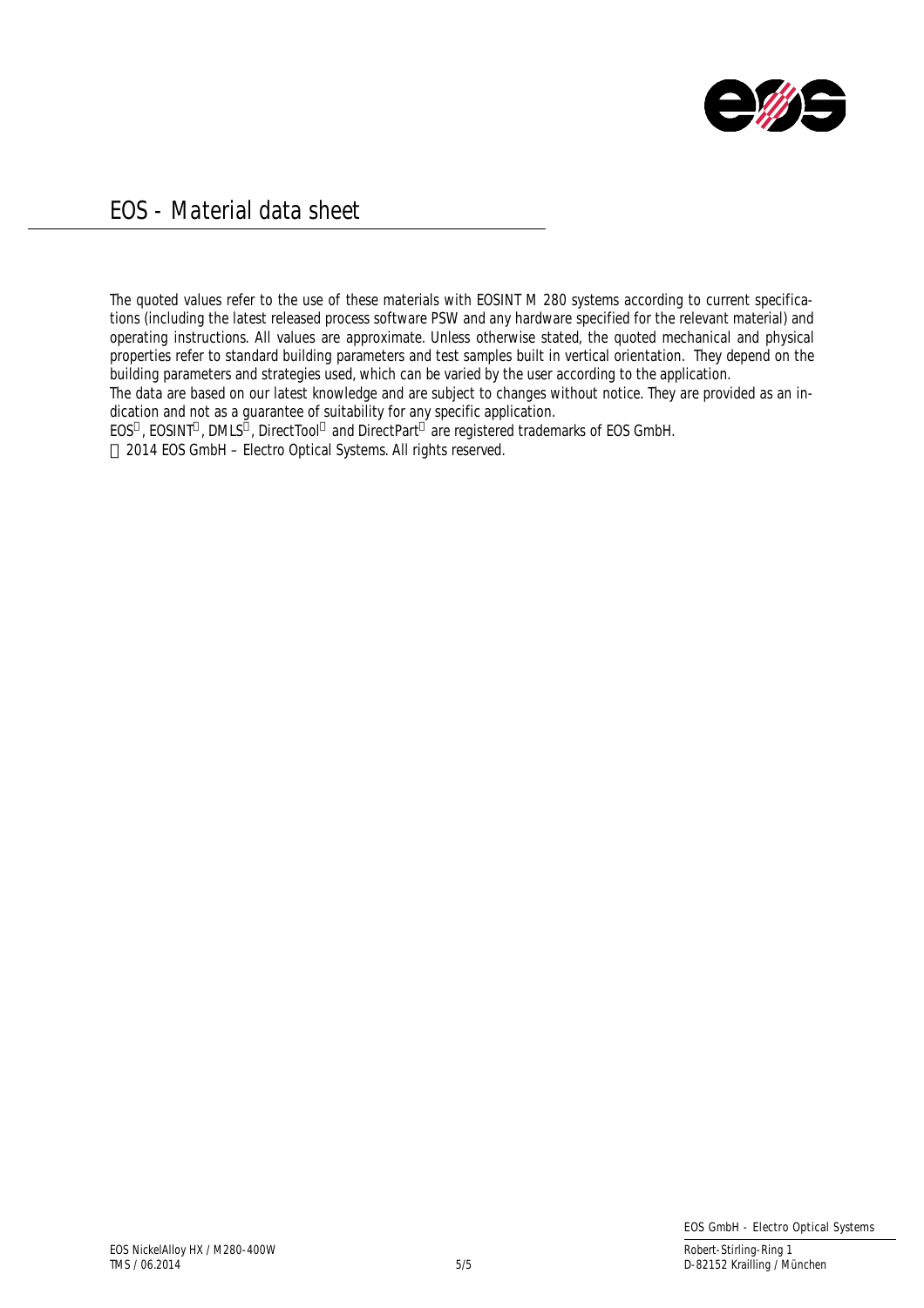# EOS - Material data sheet

The quoted values refer to the use of these materials with EOSINT M 280 systems according to current specifications (including the latest released process software PSW and any hardware specified for the relevant material) and operating instructions. All values are approximate. Unless otherwise stated, the quoted mechanical and physical properties refer to standard building parameters and test samples built in vertical orientation. They depend on the building parameters and strategies used, which can be varied by the user according to the application.

The data are based on our latest knowledge and are subject to changes without notice. They are provided as an indication and not as a guarantee of suitability for any specific application.

EOS®, EOSINT®, DMLS®, DirectTool® and DirectPart® are registered trademarks of EOS GmbH.

© 2014 EOS GmbH – Electro Optical Systems. All rights reserved.